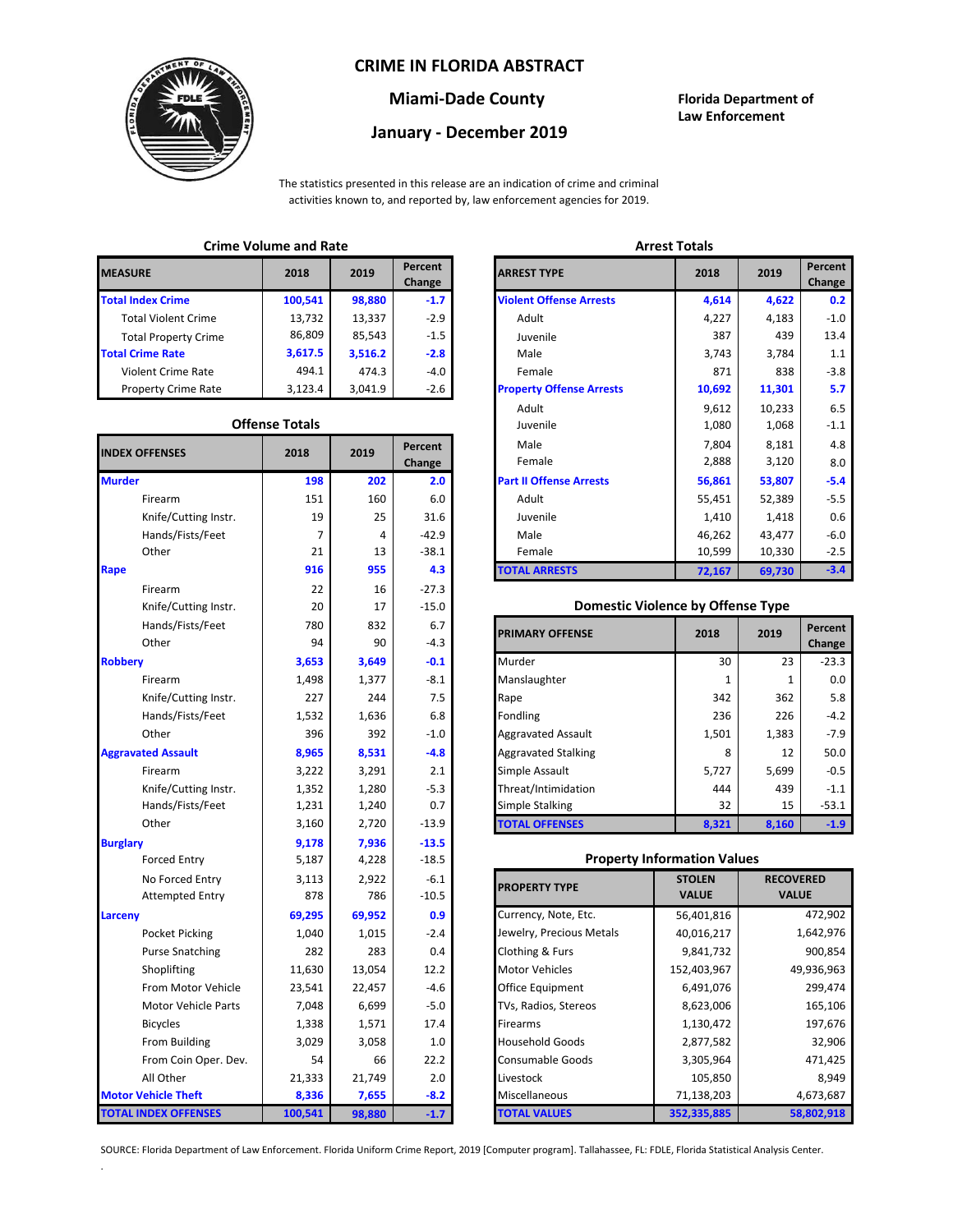# CRIME IN FLORIDA ABSTRACT

## Miami-Dade County

## January - December 2019

**Florida Department of Law Enforcement**

The statistics presented in this release are an indication of crime and criminal activities known to, and reported by, law enforcement agencies for 2019.

### Crime Volume and Rate

| MEASURE | 2018 | 2019 | Percent Change |
|---|---|---|---|
| **Total Index Crime** | **100,541** | **98,880** | **-1.7** |
| Total Violent Crime | 13,732 | 13,337 | -2.9 |
| Total Property Crime | 86,809 | 85,543 | -1.5 |
| **Total Crime Rate** | **3,617.5** | **3,516.2** | **-2.8** |
| Violent Crime Rate | 494.1 | 474.3 | -4.0 |
| Property Crime Rate | 3,123.4 | 3,041.9 | -2.6 |

### Offense Totals

| INDEX OFFENSES | 2018 | 2019 | Percent Change |
|---|---|---|---|
| **Murder** | **198** | **202** | **2.0** |
| Firearm | 151 | 160 | 6.0 |
| Knife/Cutting Instr. | 19 | 25 | 31.6 |
| Hands/Fists/Feet | 7 | 4 | -42.9 |
| Other | 21 | 13 | -38.1 |
| **Rape** | **916** | **955** | **4.3** |
| Firearm | 22 | 16 | -27.3 |
| Knife/Cutting Instr. | 20 | 17 | -15.0 |
| Hands/Fists/Feet | 780 | 832 | 6.7 |
| Other | 94 | 90 | -4.3 |
| **Robbery** | **3,653** | **3,649** | **-0.1** |
| Firearm | 1,498 | 1,377 | -8.1 |
| Knife/Cutting Instr. | 227 | 244 | 7.5 |
| Hands/Fists/Feet | 1,532 | 1,636 | 6.8 |
| Other | 396 | 392 | -1.0 |
| **Aggravated Assault** | **8,965** | **8,531** | **-4.8** |
| Firearm | 3,222 | 3,291 | 2.1 |
| Knife/Cutting Instr. | 1,352 | 1,280 | -5.3 |
| Hands/Fists/Feet | 1,231 | 1,240 | 0.7 |
| Other | 3,160 | 2,720 | -13.9 |
| **Burglary** | **9,178** | **7,936** | **-13.5** |
| Forced Entry | 5,187 | 4,228 | -18.5 |
| No Forced Entry | 3,113 | 2,922 | -6.1 |
| Attempted Entry | 878 | 786 | -10.5 |
| **Larceny** | **69,295** | **69,952** | **0.9** |
| Pocket Picking | 1,040 | 1,015 | -2.4 |
| Purse Snatching | 282 | 283 | 0.4 |
| Shoplifting | 11,630 | 13,054 | 12.2 |
| From Motor Vehicle | 23,541 | 22,457 | -4.6 |
| Motor Vehicle Parts | 7,048 | 6,699 | -5.0 |
| Bicycles | 1,338 | 1,571 | 17.4 |
| From Building | 3,029 | 3,058 | 1.0 |
| From Coin Oper. Dev. | 54 | 66 | 22.2 |
| All Other | 21,333 | 21,749 | 2.0 |
| **Motor Vehicle Theft** | **8,336** | **7,655** | **-8.2** |
| **TOTAL INDEX OFFENSES** | **100,541** | **98,880** | **-1.7** |

### Arrest Totals

| ARREST TYPE | 2018 | 2019 | Percent Change |
|---|---|---|---|
| **Violent Offense Arrests** | **4,614** | **4,622** | **0.2** |
| Adult | 4,227 | 4,183 | -1.0 |
| Juvenile | 387 | 439 | 13.4 |
| Male | 3,743 | 3,784 | 1.1 |
| Female | 871 | 838 | -3.8 |
| **Property Offense Arrests** | **10,692** | **11,301** | **5.7** |
| Adult | 9,612 | 10,233 | 6.5 |
| Juvenile | 1,080 | 1,068 | -1.1 |
| Male | 7,804 | 8,181 | 4.8 |
| Female | 2,888 | 3,120 | 8.0 |
| **Part II Offense Arrests** | **56,861** | **53,807** | **-5.4** |
| Adult | 55,451 | 52,389 | -5.5 |
| Juvenile | 1,410 | 1,418 | 0.6 |
| Male | 46,262 | 43,477 | -6.0 |
| Female | 10,599 | 10,330 | -2.5 |
| **TOTAL ARRESTS** | **72,167** | **69,730** | **-3.4** |

### Domestic Violence by Offense Type

| PRIMARY OFFENSE | 2018 | 2019 | Percent Change |
|---|---|---|---|
| Murder | 30 | 23 | -23.3 |
| Manslaughter | 1 | 1 | 0.0 |
| Rape | 342 | 362 | 5.8 |
| Fondling | 236 | 226 | -4.2 |
| Aggravated Assault | 1,501 | 1,383 | -7.9 |
| Aggravated Stalking | 8 | 12 | 50.0 |
| Simple Assault | 5,727 | 5,699 | -0.5 |
| Threat/Intimidation | 444 | 439 | -1.1 |
| Simple Stalking | 32 | 15 | -53.1 |
| **TOTAL OFFENSES** | **8,321** | **8,160** | **-1.9** |

### Property Information Values

| PROPERTY TYPE | STOLEN VALUE | RECOVERED VALUE |
|---|---|---|
| Currency, Note, Etc. | 56,401,816 | 472,902 |
| Jewelry, Precious Metals | 40,016,217 | 1,642,976 |
| Clothing & Furs | 9,841,732 | 900,854 |
| Motor Vehicles | 152,403,967 | 49,936,963 |
| Office Equipment | 6,491,076 | 299,474 |
| TVs, Radios, Stereos | 8,623,006 | 165,106 |
| Firearms | 1,130,472 | 197,676 |
| Household Goods | 2,877,582 | 32,906 |
| Consumable Goods | 3,305,964 | 471,425 |
| Livestock | 105,850 | 8,949 |
| Miscellaneous | 71,138,203 | 4,673,687 |
| **TOTAL VALUES** | **352,335,885** | **58,802,918** |

SOURCE: Florida Department of Law Enforcement. Florida Uniform Crime Report, 2019 [Computer program]. Tallahassee, FL: FDLE, Florida Statistical Analysis Center.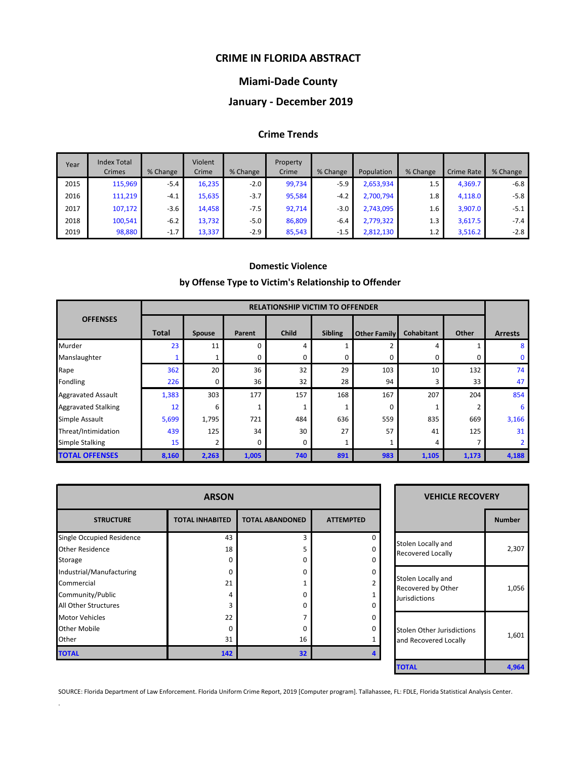# CRIME IN FLORIDA ABSTRACT

## Miami-Dade County

## January - December 2019

### Crime Trends

| Year | Index Total Crimes | % Change | Violent Crime | % Change | Property Crime | % Change | Population | % Change | Crime Rate | % Change |
|---|---|---|---|---|---|---|---|---|---|---|
| 2015 | 115,969 | -5.4 | 16,235 | -2.0 | 99,734 | -5.9 | 2,653,934 | 1.5 | 4,369.7 | -6.8 |
| 2016 | 111,219 | -4.1 | 15,635 | -3.7 | 95,584 | -4.2 | 2,700,794 | 1.8 | 4,118.0 | -5.8 |
| 2017 | 107,172 | -3.6 | 14,458 | -7.5 | 92,714 | -3.0 | 2,743,095 | 1.6 | 3,907.0 | -5.1 |
| 2018 | 100,541 | -6.2 | 13,732 | -5.0 | 86,809 | -6.4 | 2,779,322 | 1.3 | 3,617.5 | -7.4 |
| 2019 | 98,880 | -1.7 | 13,337 | -2.9 | 85,543 | -1.5 | 2,812,130 | 1.2 | 3,516.2 | -2.8 |

### Domestic Violence

### by Offense Type to Victim's Relationship to Offender

| OFFENSES | RELATIONSHIP VICTIM TO OFFENDER | | | | | | | | |
|---|---|---|---|---|---|---|---|---|---|
| | Total | Spouse | Parent | Child | Sibling | Other Family | Cohabitant | Other | Arrests |
| Murder | 23 | 11 | 0 | 4 | 1 | 2 | 4 | 1 | 8 |
| Manslaughter | 1 | 1 | 0 | 0 | 0 | 0 | 0 | 0 | 0 |
| Rape | 362 | 20 | 36 | 32 | 29 | 103 | 10 | 132 | 74 |
| Fondling | 226 | 0 | 36 | 32 | 28 | 94 | 3 | 33 | 47 |
| Aggravated Assault | 1,383 | 303 | 177 | 157 | 168 | 167 | 207 | 204 | 854 |
| Aggravated Stalking | 12 | 6 | 1 | 1 | 1 | 0 | 1 | 2 | 6 |
| Simple Assault | 5,699 | 1,795 | 721 | 484 | 636 | 559 | 835 | 669 | 3,166 |
| Threat/Intimidation | 439 | 125 | 34 | 30 | 27 | 57 | 41 | 125 | 31 |
| Simple Stalking | 15 | 2 | 0 | 0 | 1 | 1 | 4 | 7 | 2 |
| **TOTAL OFFENSES** | **8,160** | **2,263** | **1,005** | **740** | **891** | **983** | **1,105** | **1,173** | **4,188** |

| ARSON | | | |
|---|---|---|---|
| STRUCTURE | TOTAL INHABITED | TOTAL ABANDONED | ATTEMPTED |
| Single Occupied Residence | 43 | 3 | 0 |
| Other Residence | 18 | 5 | 0 |
| Storage | 0 | 0 | 0 |
| Industrial/Manufacturing | 0 | 0 | 0 |
| Commercial | 21 | 1 | 2 |
| Community/Public | 4 | 0 | 1 |
| All Other Structures | 3 | 0 | 0 |
| Motor Vehicles | 22 | 7 | 0 |
| Other Mobile | 0 | 0 | 0 |
| Other | 31 | 16 | 1 |
| **TOTAL** | **142** | **32** | **4** |

| VEHICLE RECOVERY | |
|---|---|
| | Number |
| Stolen Locally and Recovered Locally | 2,307 |
| Stolen Locally and Recovered by Other Jurisdictions | 1,056 |
| Stolen Other Jurisdictions and Recovered Locally | 1,601 |
| **TOTAL** | **4,964** |

SOURCE: Florida Department of Law Enforcement. Florida Uniform Crime Report, 2019 [Computer program]. Tallahassee, FL: FDLE, Florida Statistical Analysis Center.